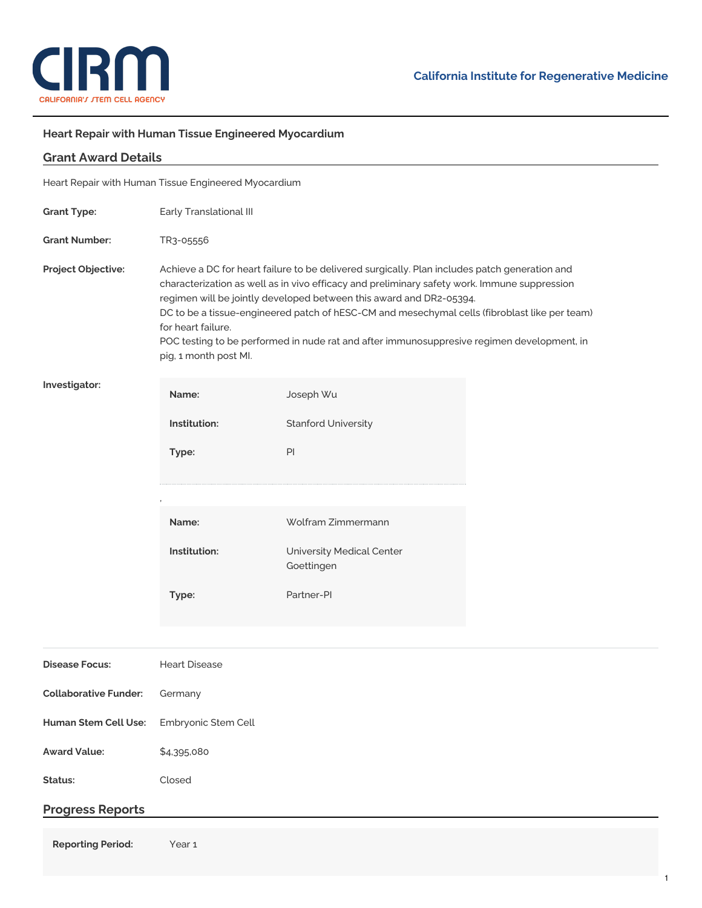## Heart Repair with Human Tissue Engineered Myocardium

## Grant Award Details

Heart Repair with Human Tissue Engineered Myocardium

**Grant Type:** Early Translational III

**Grant Number:** TR3-05556

**Project Objective:** Achieve a DC for heart failure to be delivered surgically. Plan includes patch generation and characterization as well as in vivo efficacy and preliminary safety work. Immune suppression regimen will be jointly developed between this award and DR2-05394.
DC to be a tissue-engineered patch of hESC-CM and mesechymal cells (fibroblast like per team) for heart failure.
POC testing to be performed in nude rat and after immunosuppresive regimen development, in pig, 1 month post MI.

**Investigator:**

| | |
|---|---|
| **Name:** | Joseph Wu |
| **Institution:** | Stanford University |
| **Type:** | PI |

| | |
|---|---|
| **Name:** | Wolfram Zimmermann |
| **Institution:** | University Medical Center Goettingen |
| **Type:** | Partner-PI |

**Disease Focus:** Heart Disease

**Collaborative Funder:** Germany

**Human Stem Cell Use:** Embryonic Stem Cell

**Award Value:** $4,395,080

**Status:** Closed

## Progress Reports

**Reporting Period:** Year 1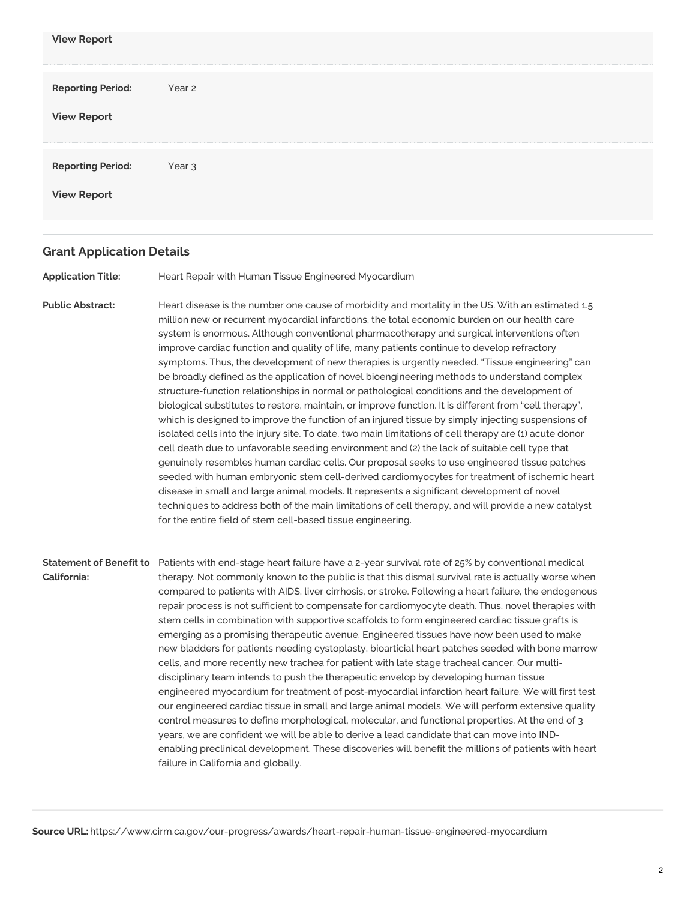**View Report**

| | |
|---|---|
| **Reporting Period:** | Year 2 |
| **View Report** | |

| | |
|---|---|
| **Reporting Period:** | Year 3 |
| **View Report** | |

## Grant Application Details

**Application Title:** Heart Repair with Human Tissue Engineered Myocardium

**Public Abstract:**

Heart disease is the number one cause of morbidity and mortality in the US. With an estimated 1.5 million new or recurrent myocardial infarctions, the total economic burden on our health care system is enormous. Although conventional pharmacotherapy and surgical interventions often improve cardiac function and quality of life, many patients continue to develop refractory symptoms. Thus, the development of new therapies is urgently needed. “Tissue engineering” can be broadly defined as the application of novel bioengineering methods to understand complex structure-function relationships in normal or pathological conditions and the development of biological substitutes to restore, maintain, or improve function. It is different from “cell therapy”, which is designed to improve the function of an injured tissue by simply injecting suspensions of isolated cells into the injury site. To date, two main limitations of cell therapy are (1) acute donor cell death due to unfavorable seeding environment and (2) the lack of suitable cell type that genuinely resembles human cardiac cells. Our proposal seeks to use engineered tissue patches seeded with human embryonic stem cell-derived cardiomyocytes for treatment of ischemic heart disease in small and large animal models. It represents a significant development of novel techniques to address both of the main limitations of cell therapy, and will provide a new catalyst for the entire field of stem cell-based tissue engineering.

**Statement of Benefit to California:**

Patients with end-stage heart failure have a 2-year survival rate of 25% by conventional medical therapy. Not commonly known to the public is that this dismal survival rate is actually worse when compared to patients with AIDS, liver cirrhosis, or stroke. Following a heart failure, the endogenous repair process is not sufficient to compensate for cardiomyocyte death. Thus, novel therapies with stem cells in combination with supportive scaffolds to form engineered cardiac tissue grafts is emerging as a promising therapeutic avenue. Engineered tissues have now been used to make new bladders for patients needing cystoplasty, bioarticial heart patches seeded with bone marrow cells, and more recently new trachea for patient with late stage tracheal cancer. Our multi-disciplinary team intends to push the therapeutic envelop by developing human tissue engineered myocardium for treatment of post-myocardial infarction heart failure. We will first test our engineered cardiac tissue in small and large animal models. We will perform extensive quality control measures to define morphological, molecular, and functional properties. At the end of 3 years, we are confident we will be able to derive a lead candidate that can move into IND-enabling preclinical development. These discoveries will benefit the millions of patients with heart failure in California and globally.

**Source URL:** https://www.cirm.ca.gov/our-progress/awards/heart-repair-human-tissue-engineered-myocardium